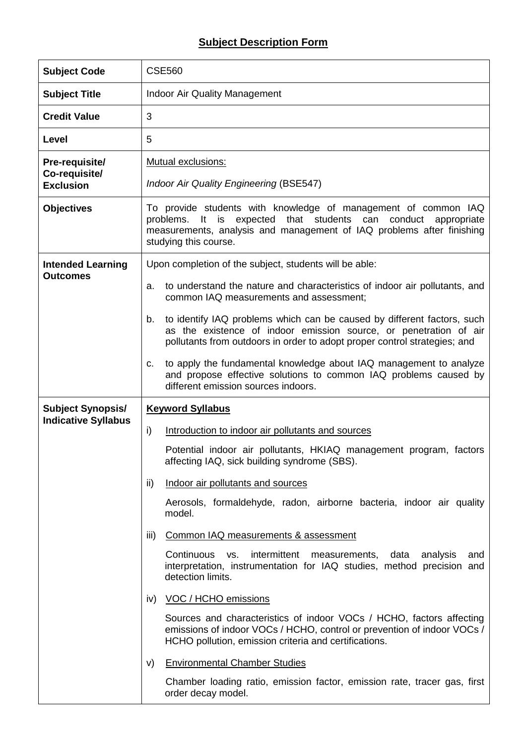# Subject Description Form

| | |
|---|---|
| **Subject Code** | CSE560 |
| **Subject Title** | Indoor Air Quality Management |
| **Credit Value** | 3 |
| **Level** | 5 |
| **Pre-requisite/ Co-requisite/ Exclusion** | Mutual exclusions:<br><br>*Indoor Air Quality Engineering* (BSE547) |
| **Objectives** | To provide students with knowledge of management of common IAQ problems. It is expected that students can conduct appropriate measurements, analysis and management of IAQ problems after finishing studying this course. |
| **Intended Learning Outcomes** | Upon completion of the subject, students will be able:<br><br>a. to understand the nature and characteristics of indoor air pollutants, and common IAQ measurements and assessment;<br><br>b. to identify IAQ problems which can be caused by different factors, such as the existence of indoor emission source, or penetration of air pollutants from outdoors in order to adopt proper control strategies; and<br><br>c. to apply the fundamental knowledge about IAQ management to analyze and propose effective solutions to common IAQ problems caused by different emission sources indoors. |
| **Subject Synopsis/ Indicative Syllabus** | **Keyword Syllabus**<br><br>i) Introduction to indoor air pollutants and sources<br><br>Potential indoor air pollutants, HKIAQ management program, factors affecting IAQ, sick building syndrome (SBS).<br><br>ii) Indoor air pollutants and sources<br><br>Aerosols, formaldehyde, radon, airborne bacteria, indoor air quality model.<br><br>iii) Common IAQ measurements & assessment<br><br>Continuous vs. intermittent measurements, data analysis and interpretation, instrumentation for IAQ studies, method precision and detection limits.<br><br>iv) VOC / HCHO emissions<br><br>Sources and characteristics of indoor VOCs / HCHO, factors affecting emissions of indoor VOCs / HCHO, control or prevention of indoor VOCs / HCHO pollution, emission criteria and certifications.<br><br>v) Environmental Chamber Studies<br><br>Chamber loading ratio, emission factor, emission rate, tracer gas, first order decay model. |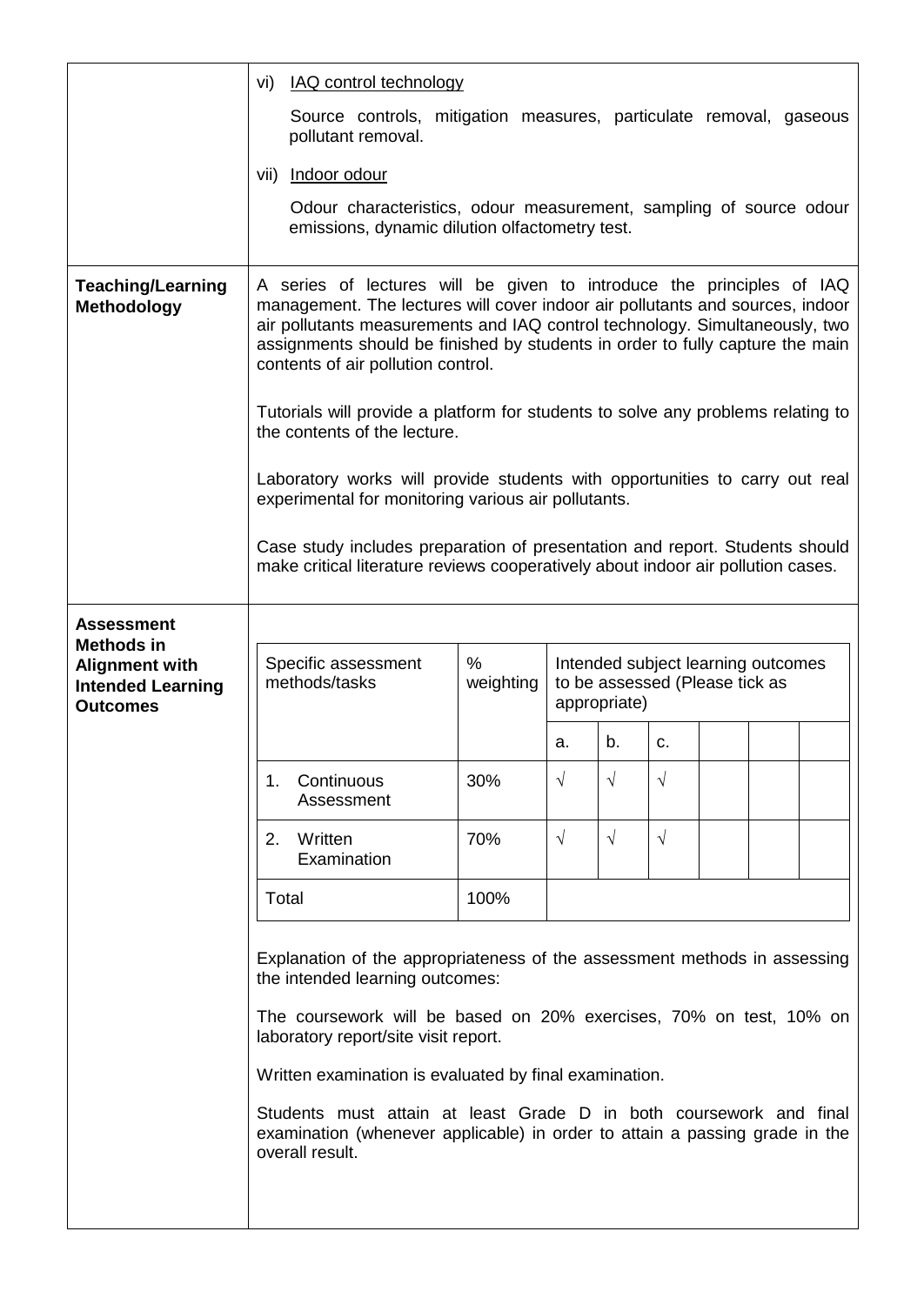| | |
|---|---|
| | vi) <u>IAQ control technology</u><br><br>Source controls, mitigation measures, particulate removal, gaseous pollutant removal.<br><br>vii) <u>Indoor odour</u><br><br>Odour characteristics, odour measurement, sampling of source odour emissions, dynamic dilution olfactometry test. |
| **Teaching/Learning Methodology** | A series of lectures will be given to introduce the principles of IAQ management. The lectures will cover indoor air pollutants and sources, indoor air pollutants measurements and IAQ control technology. Simultaneously, two assignments should be finished by students in order to fully capture the main contents of air pollution control.<br><br>Tutorials will provide a platform for students to solve any problems relating to the contents of the lecture.<br><br>Laboratory works will provide students with opportunities to carry out real experimental for monitoring various air pollutants.<br><br>Case study includes preparation of presentation and report. Students should make critical literature reviews cooperatively about indoor air pollution cases. |
| **Assessment Methods in Alignment with Intended Learning Outcomes** | (see table below) |

| Specific assessment methods/tasks | % weighting | Intended subject learning outcomes to be assessed (Please tick as appropriate) | | | | | |
|---|---|---|---|---|---|---|---|
| | | a. | b. | c. | | | |
| 1. Continuous Assessment | 30% | √ | √ | √ | | | |
| 2. Written Examination | 70% | √ | √ | √ | | | |
| Total | 100% | | | | | | |

Explanation of the appropriateness of the assessment methods in assessing the intended learning outcomes:

The coursework will be based on 20% exercises, 70% on test, 10% on laboratory report/site visit report.

Written examination is evaluated by final examination.

Students must attain at least Grade D in both coursework and final examination (whenever applicable) in order to attain a passing grade in the overall result.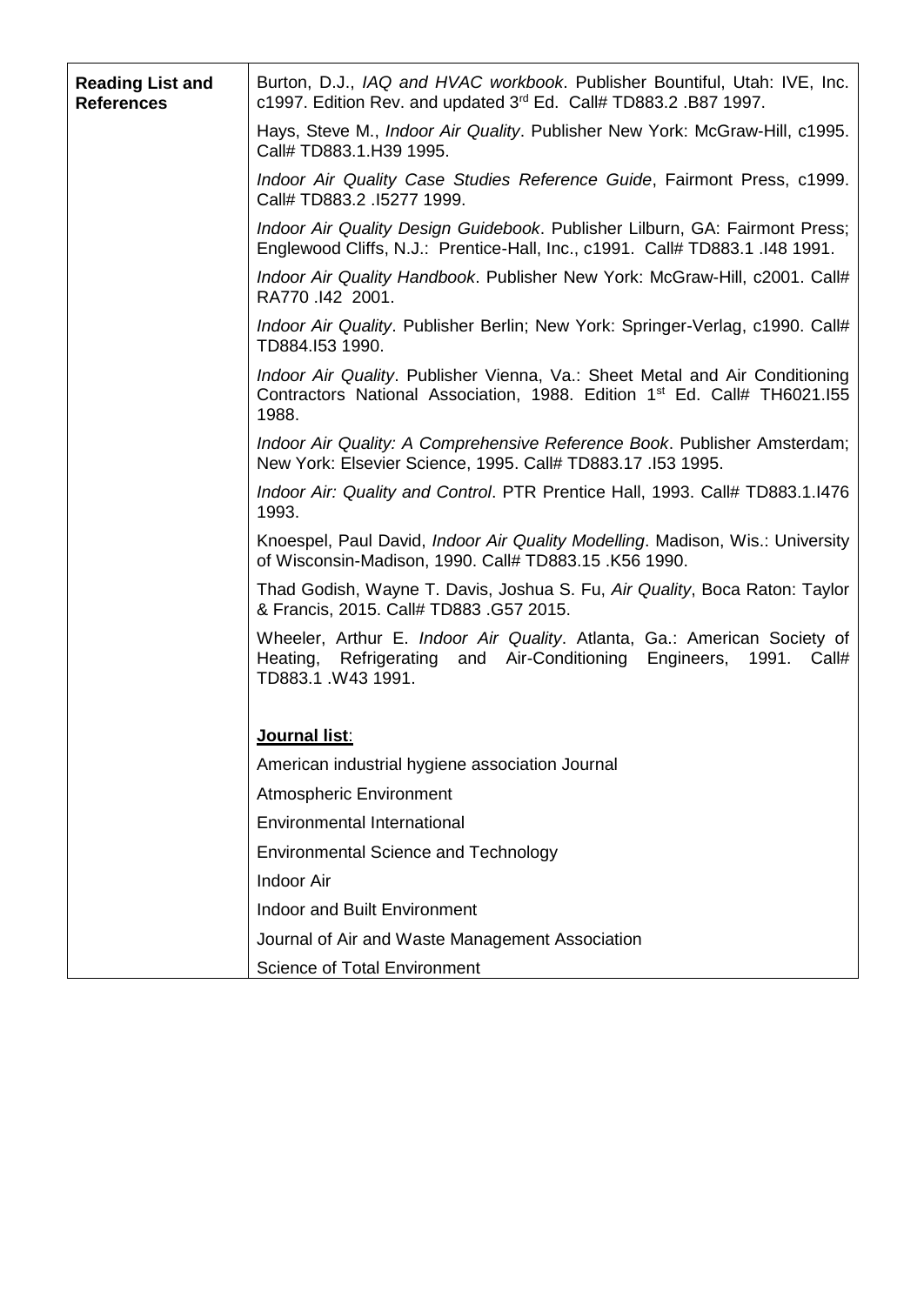| | |
|---|---|
| **Reading List and References** | Burton, D.J., *IAQ and HVAC workbook*. Publisher Bountiful, Utah: IVE, Inc. c1997. Edition Rev. and updated 3rd Ed. Call# TD883.2 .B87 1997.<br><br>Hays, Steve M., *Indoor Air Quality*. Publisher New York: McGraw-Hill, c1995. Call# TD883.1.H39 1995.<br><br>*Indoor Air Quality Case Studies Reference Guide*, Fairmont Press, c1999. Call# TD883.2 .I5277 1999.<br><br>*Indoor Air Quality Design Guidebook*. Publisher Lilburn, GA: Fairmont Press; Englewood Cliffs, N.J.: Prentice-Hall, Inc., c1991. Call# TD883.1 .I48 1991.<br><br>*Indoor Air Quality Handbook*. Publisher New York: McGraw-Hill, c2001. Call# RA770 .I42 2001.<br><br>*Indoor Air Quality*. Publisher Berlin; New York: Springer-Verlag, c1990. Call# TD884.I53 1990.<br><br>*Indoor Air Quality*. Publisher Vienna, Va.: Sheet Metal and Air Conditioning Contractors National Association, 1988. Edition 1st Ed. Call# TH6021.I55 1988.<br><br>*Indoor Air Quality: A Comprehensive Reference Book*. Publisher Amsterdam; New York: Elsevier Science, 1995. Call# TD883.17 .I53 1995.<br><br>*Indoor Air: Quality and Control*. PTR Prentice Hall, 1993. Call# TD883.1.I476 1993.<br><br>Knoespel, Paul David, *Indoor Air Quality Modelling*. Madison, Wis.: University of Wisconsin-Madison, 1990. Call# TD883.15 .K56 1990.<br><br>Thad Godish, Wayne T. Davis, Joshua S. Fu, *Air Quality*, Boca Raton: Taylor & Francis, 2015. Call# TD883 .G57 2015.<br><br>Wheeler, Arthur E. *Indoor Air Quality*. Atlanta, Ga.: American Society of Heating, Refrigerating and Air-Conditioning Engineers, 1991. Call# TD883.1 .W43 1991.<br><br>**<u>Journal list</u>**:<br><br>American industrial hygiene association Journal<br><br>Atmospheric Environment<br><br>Environmental International<br><br>Environmental Science and Technology<br><br>Indoor Air<br><br>Indoor and Built Environment<br><br>Journal of Air and Waste Management Association<br><br>Science of Total Environment |